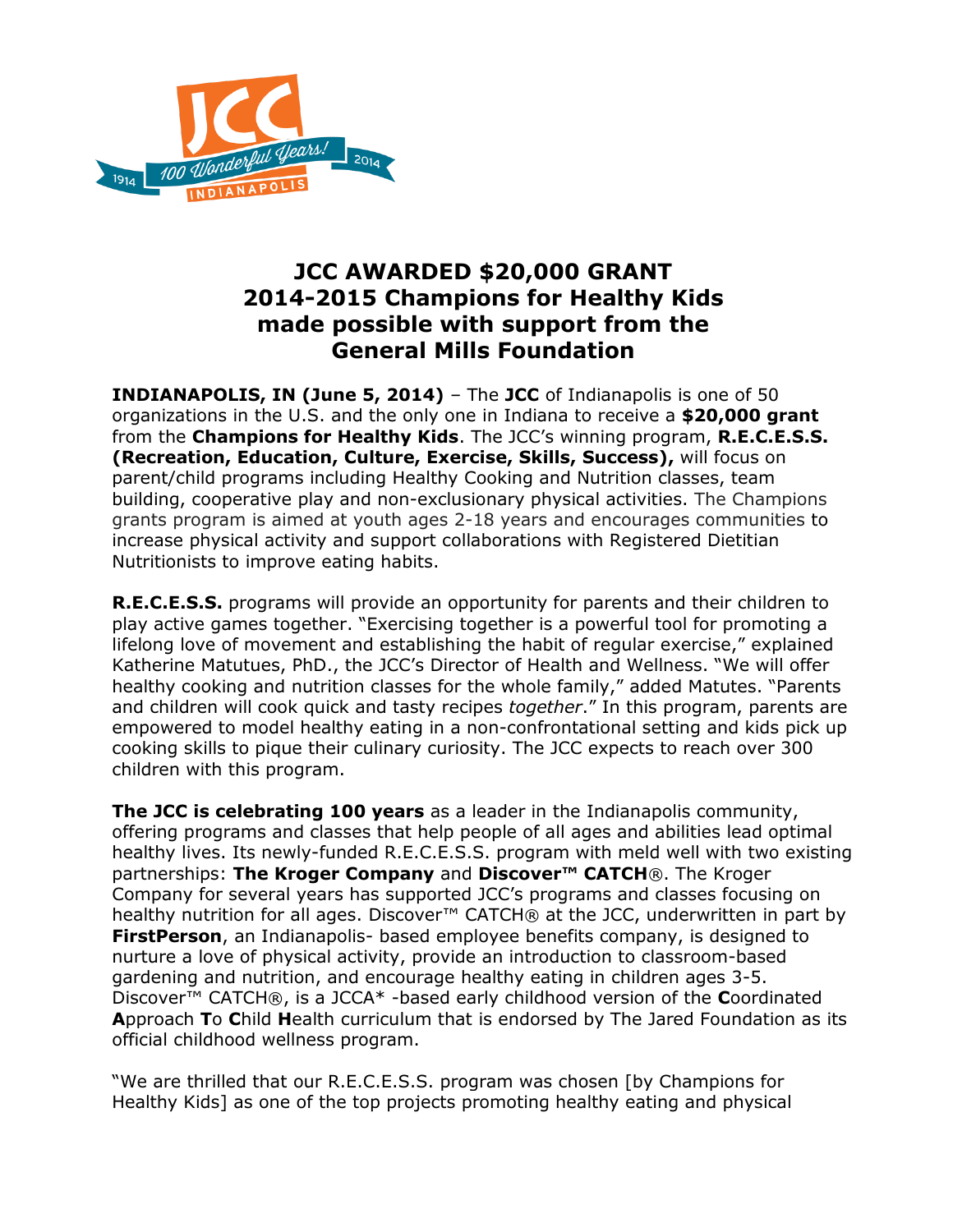# JCC AWARDED $20,000 GRANT
## 2014-2015 Champions for Healthy Kids made possible with support from the General Mills Foundation

**INDIANAPOLIS, IN (June 5, 2014)** – The **JCC** of Indianapolis is one of 50 organizations in the U.S. and the only one in Indiana to receive a **$20,000 grant** from the **Champions for Healthy Kids**. The JCC's winning program, **R.E.C.E.S.S. (Recreation, Education, Culture, Exercise, Skills, Success),** will focus on parent/child programs including Healthy Cooking and Nutrition classes, team building, cooperative play and non-exclusionary physical activities. The Champions grants program is aimed at youth ages 2-18 years and encourages communities to increase physical activity and support collaborations with Registered Dietitian Nutritionists to improve eating habits.

**R.E.C.E.S.S.** programs will provide an opportunity for parents and their children to play active games together. "Exercising together is a powerful tool for promoting a lifelong love of movement and establishing the habit of regular exercise," explained Katherine Matutues, PhD., the JCC's Director of Health and Wellness. "We will offer healthy cooking and nutrition classes for the whole family," added Matutes. "Parents and children will cook quick and tasty recipes *together*." In this program, parents are empowered to model healthy eating in a non-confrontational setting and kids pick up cooking skills to pique their culinary curiosity. The JCC expects to reach over 300 children with this program.

**The JCC is celebrating 100 years** as a leader in the Indianapolis community, offering programs and classes that help people of all ages and abilities lead optimal healthy lives. Its newly-funded R.E.C.E.S.S. program with meld well with two existing partnerships: **The Kroger Company** and **Discover™ CATCH®**. The Kroger Company for several years has supported JCC's programs and classes focusing on healthy nutrition for all ages. Discover™ CATCH® at the JCC, underwritten in part by **FirstPerson**, an Indianapolis- based employee benefits company, is designed to nurture a love of physical activity, provide an introduction to classroom-based gardening and nutrition, and encourage healthy eating in children ages 3-5. Discover™ CATCH®, is a JCCA* -based early childhood version of the **C**oordinated **A**pproach **T**o **C**hild **H**ealth curriculum that is endorsed by The Jared Foundation as its official childhood wellness program.

"We are thrilled that our R.E.C.E.S.S. program was chosen [by Champions for Healthy Kids] as one of the top projects promoting healthy eating and physical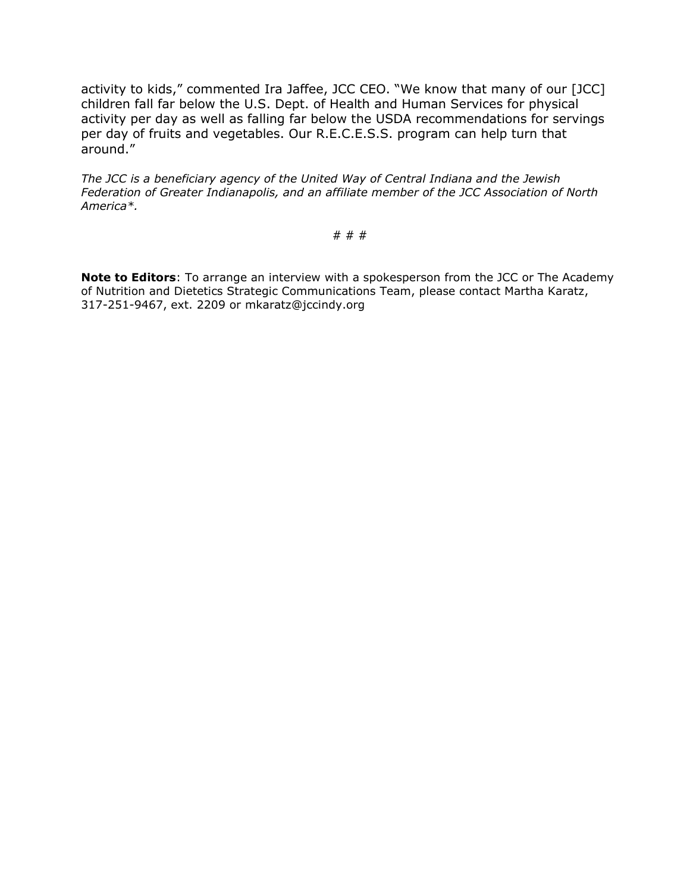activity to kids," commented Ira Jaffee, JCC CEO. "We know that many of our [JCC] children fall far below the U.S. Dept. of Health and Human Services for physical activity per day as well as falling far below the USDA recommendations for servings per day of fruits and vegetables. Our R.E.C.E.S.S. program can help turn that around."

*The JCC is a beneficiary agency of the United Way of Central Indiana and the Jewish Federation of Greater Indianapolis, and an affiliate member of the JCC Association of North America*.*

# # #

**Note to Editors**: To arrange an interview with a spokesperson from the JCC or The Academy of Nutrition and Dietetics Strategic Communications Team, please contact Martha Karatz, 317-251-9467, ext. 2209 or mkaratz@jccindy.org